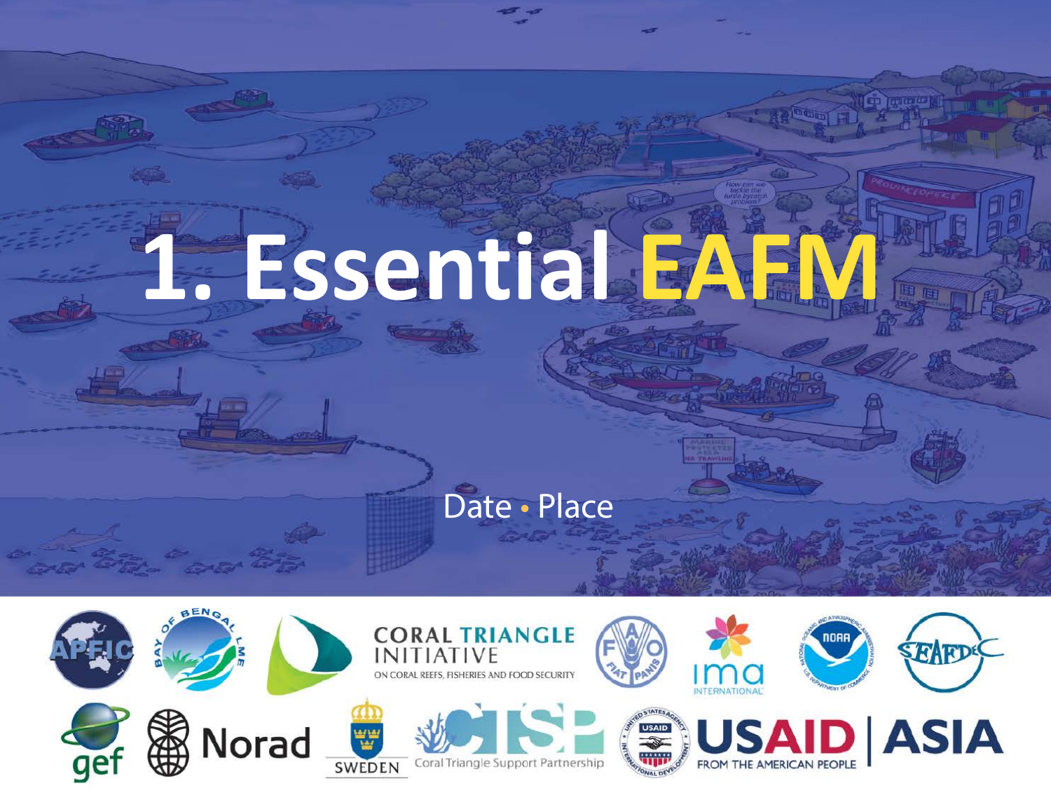# 1. Essential EAFM

Date • Place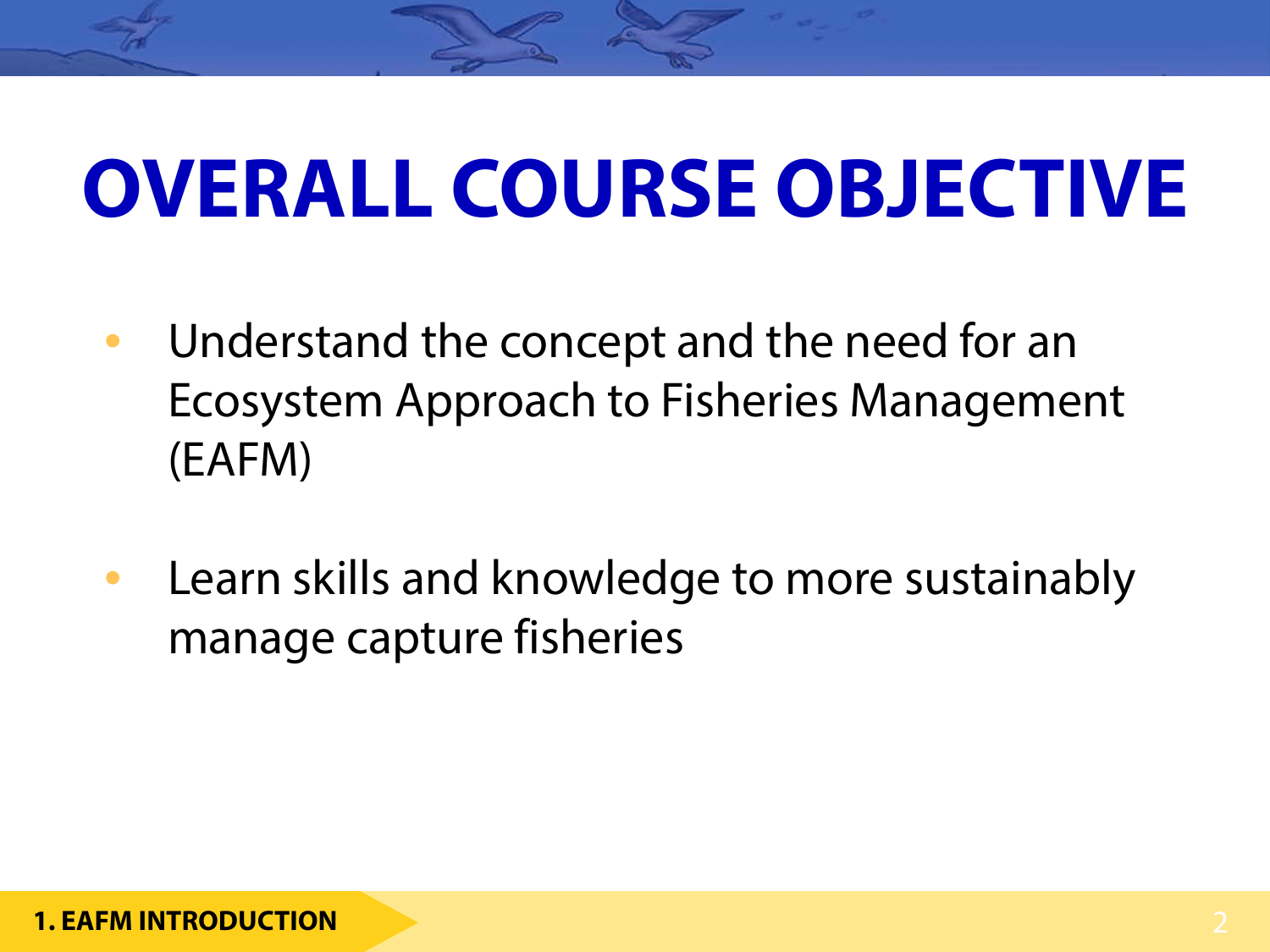# OVERALL COURSE OBJECTIVE

- Understand the concept and the need for an Ecosystem Approach to Fisheries Management (EAFM)
- Learn skills and knowledge to more sustainably manage capture fisheries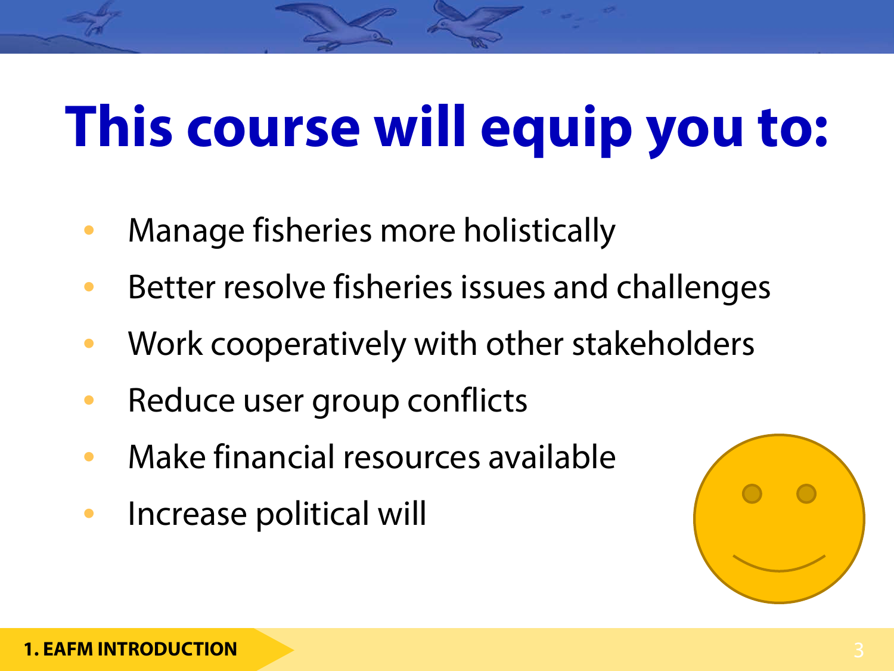# This course will equip you to:

- Manage fisheries more holistically
- Better resolve fisheries issues and challenges
- Work cooperatively with other stakeholders
- Reduce user group conflicts
- Make financial resources available
- Increase political will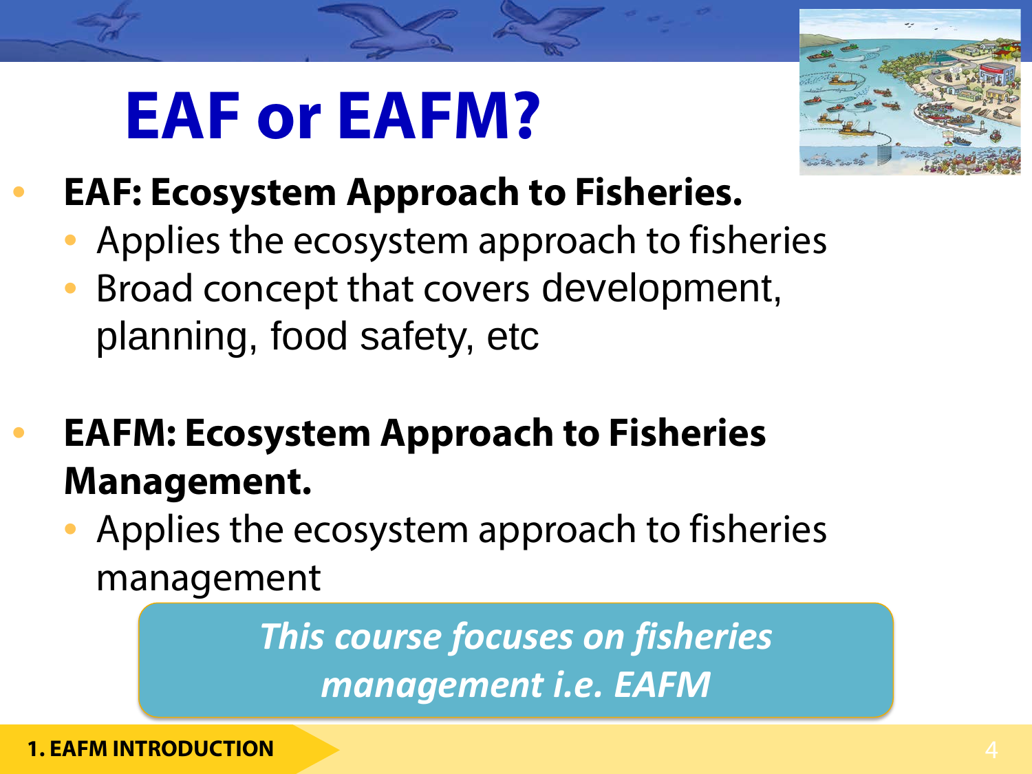# EAF or EAFM?

- **EAF: Ecosystem Approach to Fisheries.**
  - Applies the ecosystem approach to fisheries
  - Broad concept that covers development, planning, food safety, etc

- **EAFM: Ecosystem Approach to Fisheries Management.**
  - Applies the ecosystem approach to fisheries management

*This course focuses on fisheries management i.e. EAFM*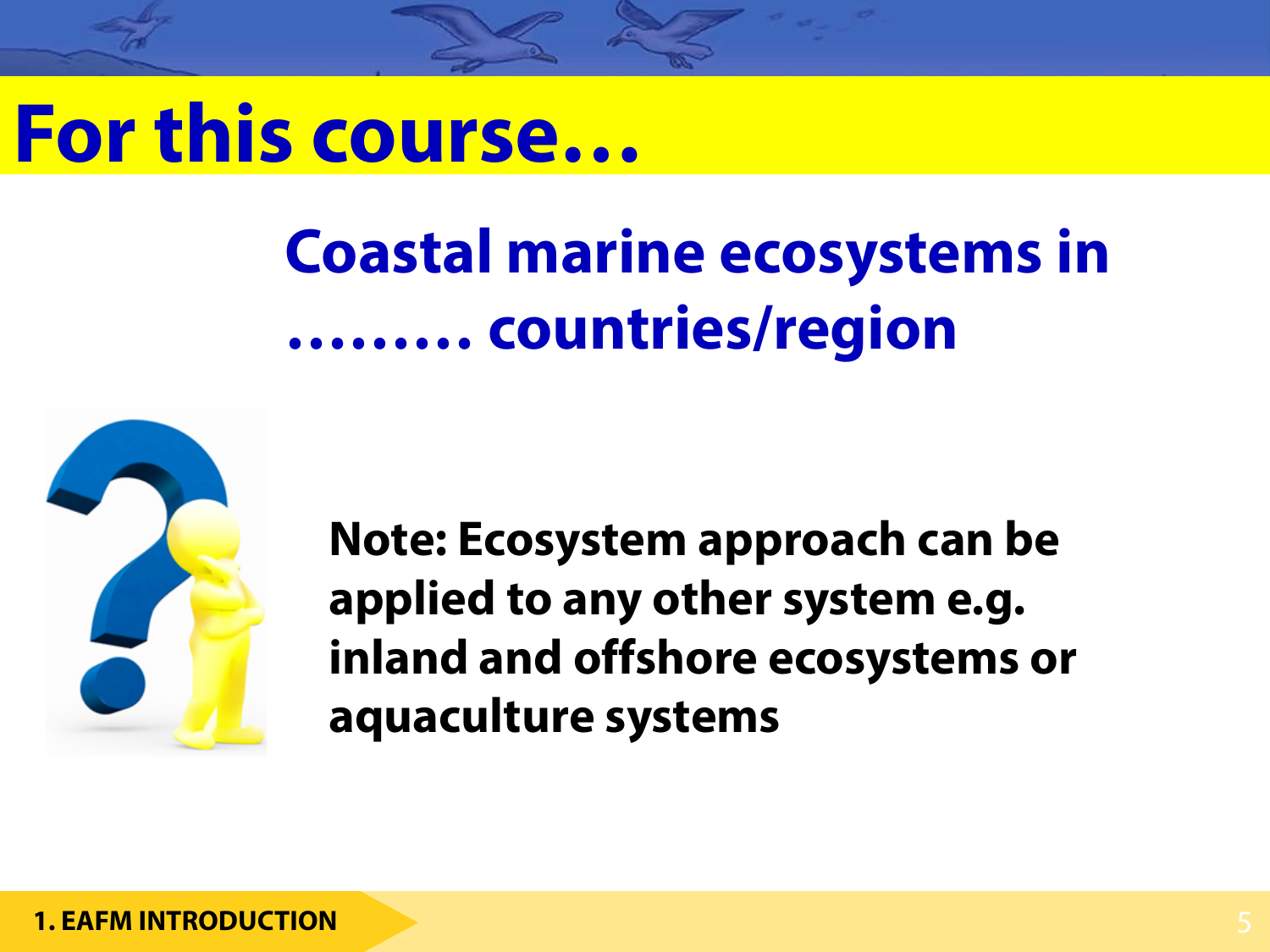# For this course…

## Coastal marine ecosystems in ……… countries/region

**Note: Ecosystem approach can be applied to any other system e.g. inland and offshore ecosystems or aquaculture systems**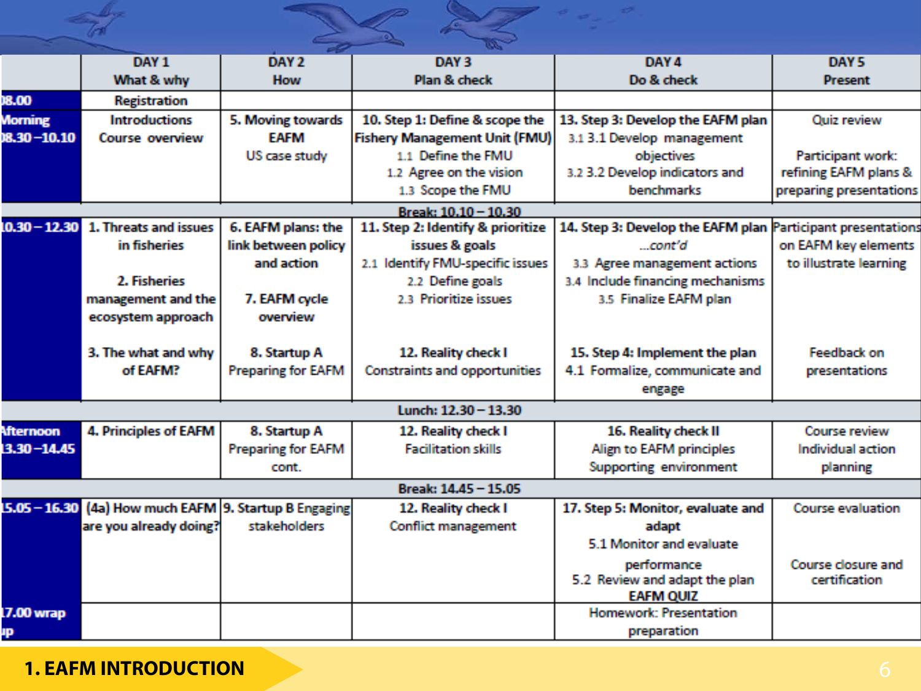| | DAY 1<br>What & why | DAY 2<br>How | DAY 3<br>Plan & check | DAY 4<br>Do & check | DAY 5<br>Present |
|---|---|---|---|---|---|
| 08.00 | Registration | | | | |
| Morning<br>08.30 – 10.10 | Introductions<br>Course overview | **5. Moving towards EAFM**<br>US case study | **10. Step 1: Define & scope the Fishery Management Unit (FMU)**<br>1.1 Define the FMU<br>1.2 Agree on the vision<br>1.3 Scope the FMU | **13. Step 3: Develop the EAFM plan**<br>3.1 3.1 Develop management objectives<br>3.2 3.2 Develop indicators and benchmarks | Quiz review<br><br>Participant work: refining EAFM plans & preparing presentations |
| | | | Break: 10.10 – 10.30 | | |
| 10.30 – 12.30 | **1. Threats and issues in fisheries**<br><br>**2. Fisheries management and the ecosystem approach**<br><br>**3. The what and why of EAFM?** | **6. EAFM plans: the link between policy and action**<br><br>**7. EAFM cycle overview**<br><br>**8. Startup A**<br>Preparing for EAFM | **11. Step 2: Identify & prioritize issues & goals**<br>2.1 Identify FMU-specific issues<br>2.2 Define goals<br>2.3 Prioritize issues<br><br>**12. Reality check I**<br>Constraints and opportunities | **14. Step 3: Develop the EAFM plan** *...cont'd*<br>3.3 Agree management actions<br>3.4 Include financing mechanisms<br>3.5 Finalize EAFM plan<br><br>**15. Step 4: Implement the plan**<br>4.1 Formalize, communicate and engage | Participant presentations on EAFM key elements to illustrate learning<br><br>Feedback on presentations |
| | | | Lunch: 12.30 – 13.30 | | |
| Afternoon<br>13.30 – 14.45 | **4. Principles of EAFM** | **8. Startup A**<br>Preparing for EAFM cont. | **12. Reality check I**<br>Facilitation skills | **16. Reality check II**<br>Align to EAFM principles<br>Supporting environment | Course review<br>Individual action planning |
| | | | Break: 14.45 – 15.05 | | |
| 15.05 – 16.30 | **(4a) How much EAFM are you already doing?** | **9. Startup B** Engaging stakeholders | **12. Reality check I**<br>Conflict management | **17. Step 5: Monitor, evaluate and adapt**<br>5.1 Monitor and evaluate performance<br>5.2 Review and adapt the plan<br>**EAFM QUIZ** | Course evaluation<br><br>Course closure and certification |
| 17.00 wrap up | | | | Homework: Presentation preparation | |

**1. EAFM INTRODUCTION**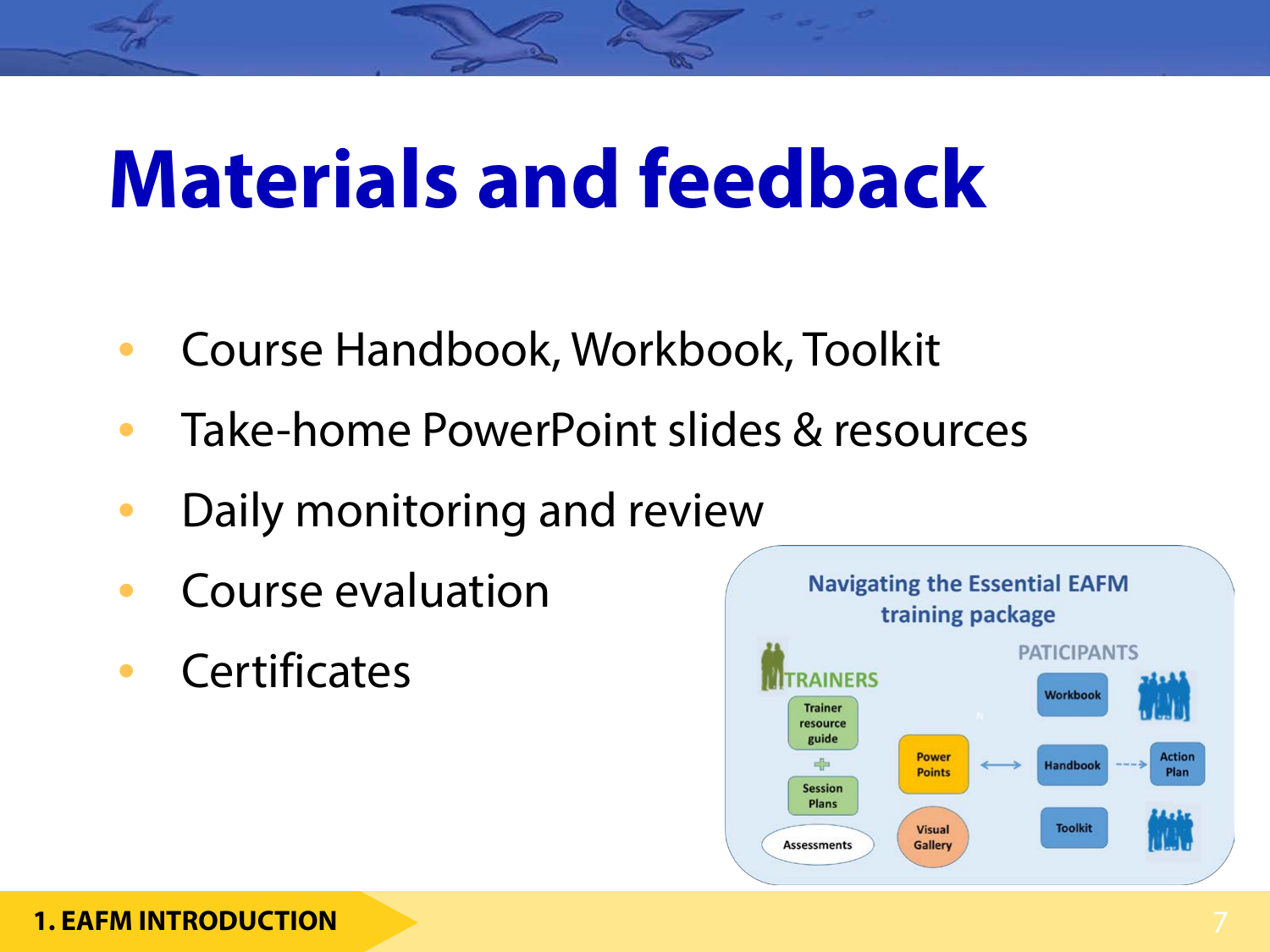# Materials and feedback

- Course Handbook, Workbook, Toolkit
- Take-home PowerPoint slides & resources
- Daily monitoring and review
- Course evaluation
- Certificates

Navigating the Essential EAFM training package

TRAINERS: Trainer resource guide + Session Plans; Assessments

Power Points; Visual Gallery

PATICIPANTS: Workbook; Handbook → Action Plan; Toolkit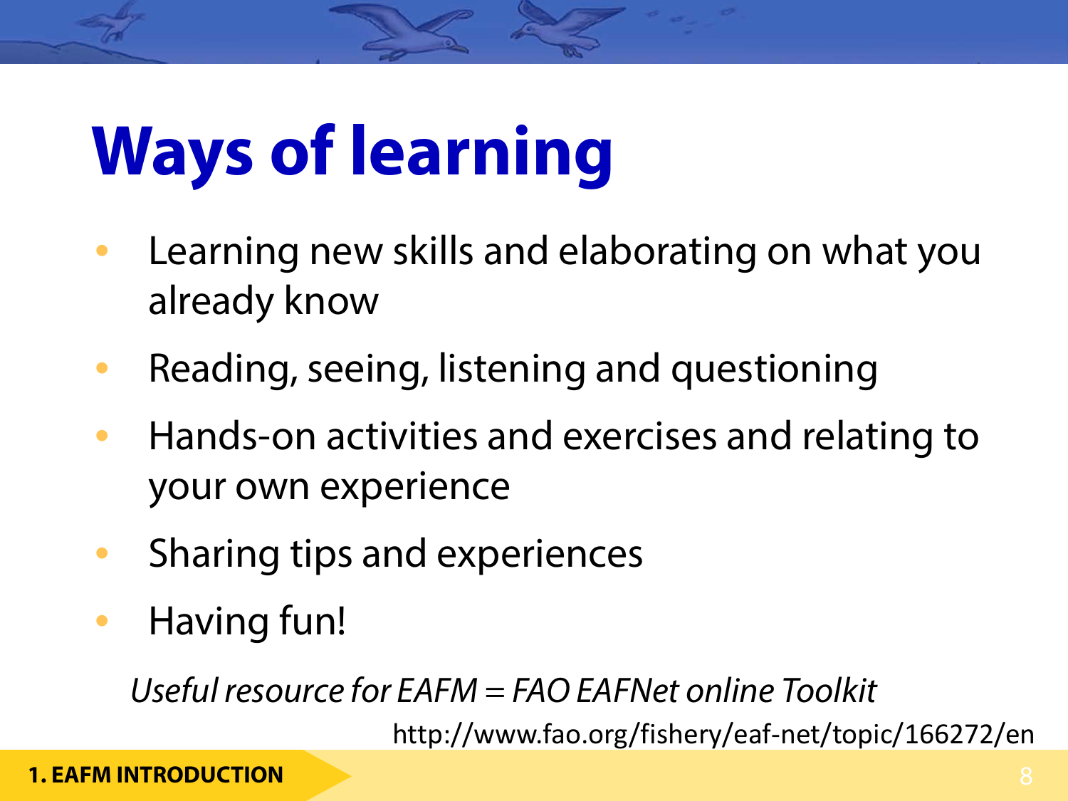# Ways of learning

- Learning new skills and elaborating on what you already know
- Reading, seeing, listening and questioning
- Hands-on activities and exercises and relating to your own experience
- Sharing tips and experiences
- Having fun!

*Useful resource for EAFM = FAO EAFNet online Toolkit*

http://www.fao.org/fishery/eaf-net/topic/166272/en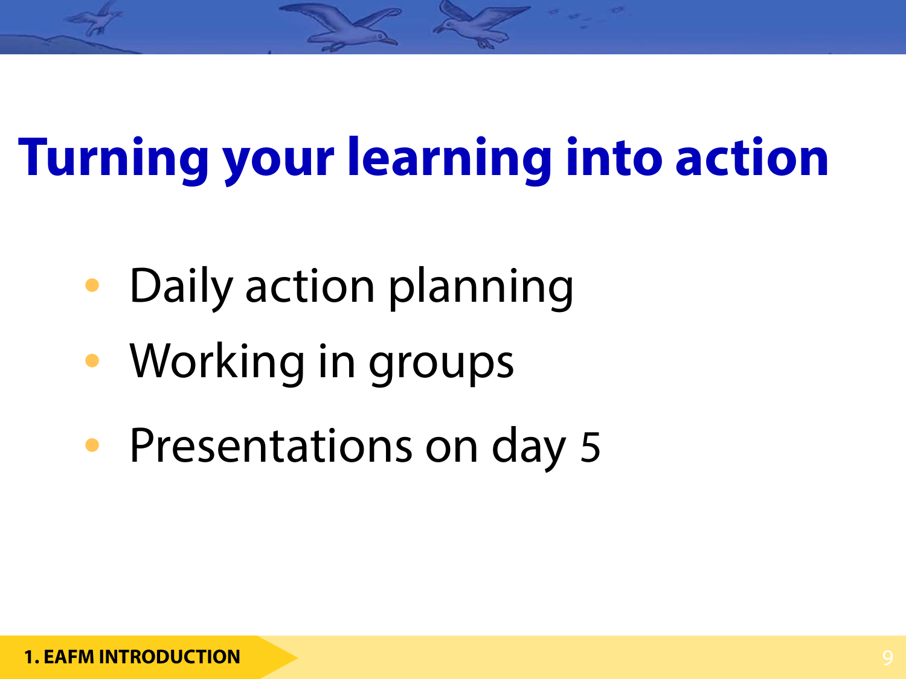# Turning your learning into action

- Daily action planning
- Working in groups
- Presentations on day 5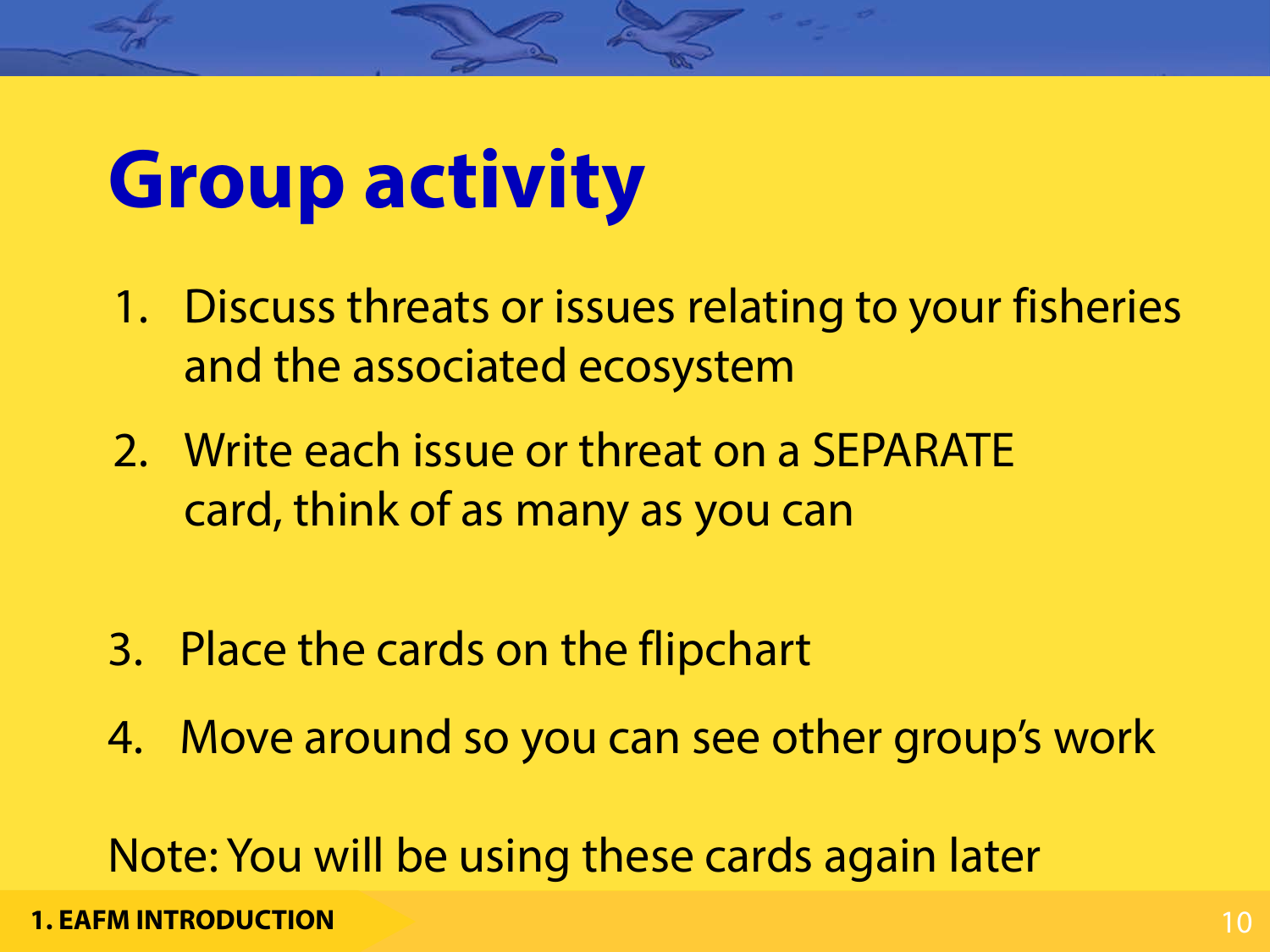# Group activity

1. Discuss threats or issues relating to your fisheries and the associated ecosystem
2. Write each issue or threat on a SEPARATE card, think of as many as you can
3. Place the cards on the flipchart
4. Move around so you can see other group's work

Note: You will be using these cards again later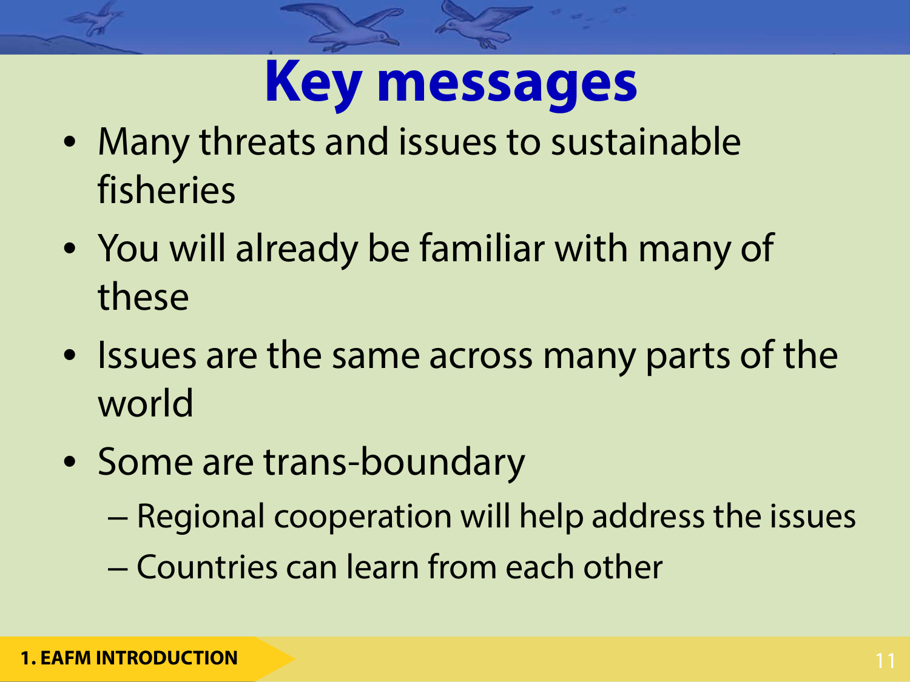# Key messages

- Many threats and issues to sustainable fisheries
- You will already be familiar with many of these
- Issues are the same across many parts of the world
- Some are trans-boundary
  - Regional cooperation will help address the issues
  - Countries can learn from each other